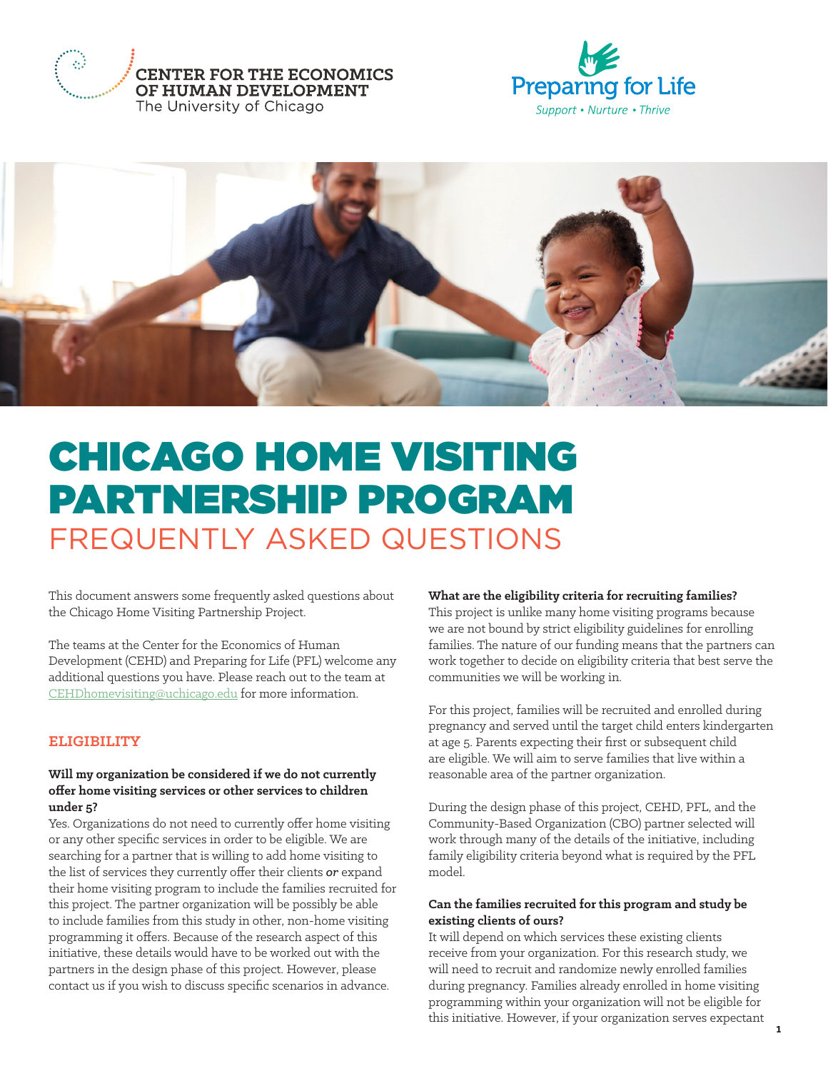CENTER FOR THE ECONOMICS OF HUMAN DEVELOPMENT
The University of Chicago

Preparing for Life
Support • Nurture • Thrive

# CHICAGO HOME VISITING PARTNERSHIP PROGRAM

## FREQUENTLY ASKED QUESTIONS

This document answers some frequently asked questions about the Chicago Home Visiting Partnership Project.

The teams at the Center for the Economics of Human Development (CEHD) and Preparing for Life (PFL) welcome any additional questions you have. Please reach out to the team at CEHDhomevisiting@uchicago.edu for more information.

### ELIGIBILITY

**Will my organization be considered if we do not currently offer home visiting services or other services to children under 5?**

Yes. Organizations do not need to currently offer home visiting or any other specific services in order to be eligible. We are searching for a partner that is willing to add home visiting to the list of services they currently offer their clients ***or*** expand their home visiting program to include the families recruited for this project. The partner organization will be possibly be able to include families from this study in other, non-home visiting programming it offers. Because of the research aspect of this initiative, these details would have to be worked out with the partners in the design phase of this project. However, please contact us if you wish to discuss specific scenarios in advance.

**What are the eligibility criteria for recruiting families?**

This project is unlike many home visiting programs because we are not bound by strict eligibility guidelines for enrolling families. The nature of our funding means that the partners can work together to decide on eligibility criteria that best serve the communities we will be working in.

For this project, families will be recruited and enrolled during pregnancy and served until the target child enters kindergarten at age 5. Parents expecting their first or subsequent child are eligible. We will aim to serve families that live within a reasonable area of the partner organization.

During the design phase of this project, CEHD, PFL, and the Community-Based Organization (CBO) partner selected will work through many of the details of the initiative, including family eligibility criteria beyond what is required by the PFL model.

**Can the families recruited for this program and study be existing clients of ours?**

It will depend on which services these existing clients receive from your organization. For this research study, we will need to recruit and randomize newly enrolled families during pregnancy. Families already enrolled in home visiting programming within your organization will not be eligible for this initiative. However, if your organization serves expectant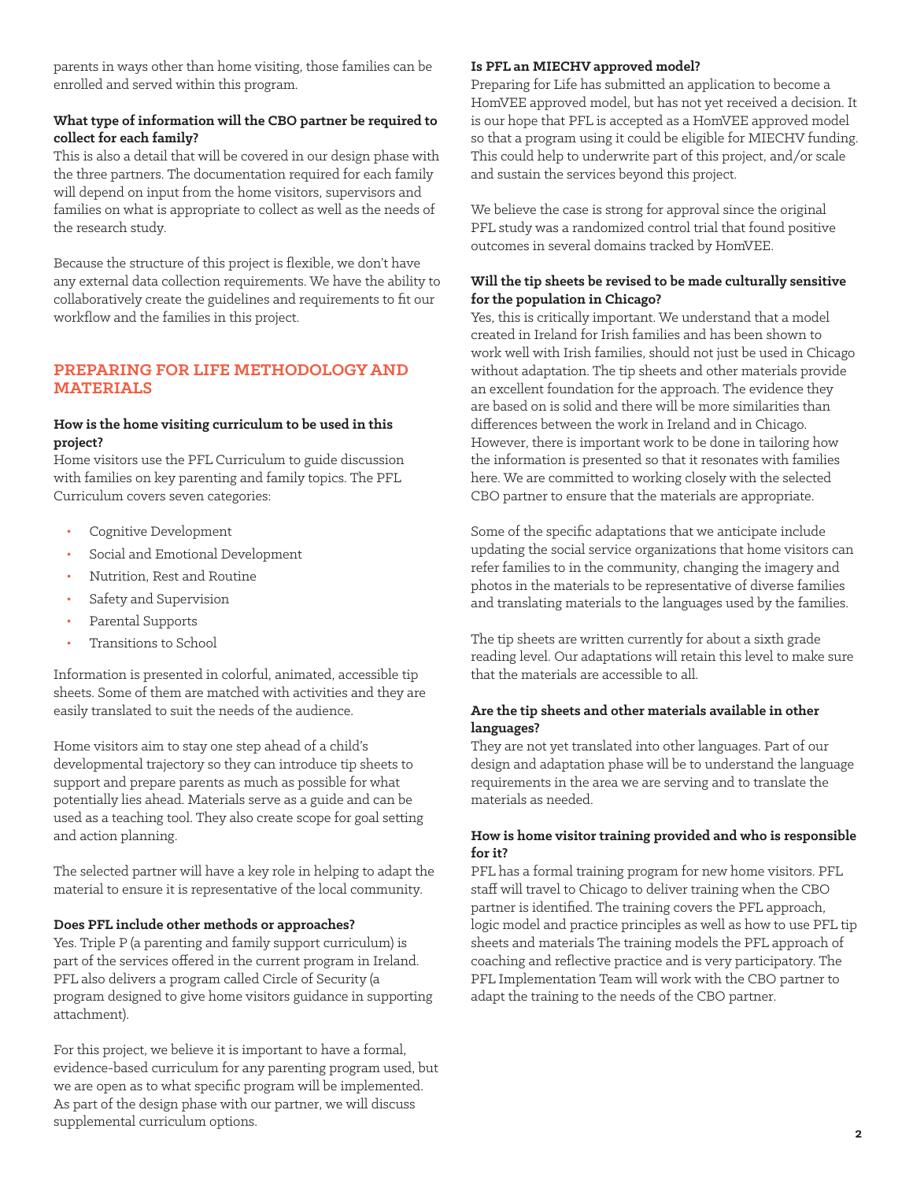parents in ways other than home visiting, those families can be enrolled and served within this program.

**What type of information will the CBO partner be required to collect for each family?**

This is also a detail that will be covered in our design phase with the three partners. The documentation required for each family will depend on input from the home visitors, supervisors and families on what is appropriate to collect as well as the needs of the research study.

Because the structure of this project is flexible, we don't have any external data collection requirements. We have the ability to collaboratively create the guidelines and requirements to fit our workflow and the families in this project.

## PREPARING FOR LIFE METHODOLOGY AND MATERIALS

**How is the home visiting curriculum to be used in this project?**

Home visitors use the PFL Curriculum to guide discussion with families on key parenting and family topics. The PFL Curriculum covers seven categories:

- Cognitive Development
- Social and Emotional Development
- Nutrition, Rest and Routine
- Safety and Supervision
- Parental Supports
- Transitions to School

Information is presented in colorful, animated, accessible tip sheets. Some of them are matched with activities and they are easily translated to suit the needs of the audience.

Home visitors aim to stay one step ahead of a child's developmental trajectory so they can introduce tip sheets to support and prepare parents as much as possible for what potentially lies ahead. Materials serve as a guide and can be used as a teaching tool. They also create scope for goal setting and action planning.

The selected partner will have a key role in helping to adapt the material to ensure it is representative of the local community.

**Does PFL include other methods or approaches?**

Yes. Triple P (a parenting and family support curriculum) is part of the services offered in the current program in Ireland. PFL also delivers a program called Circle of Security (a program designed to give home visitors guidance in supporting attachment).

For this project, we believe it is important to have a formal, evidence-based curriculum for any parenting program used, but we are open as to what specific program will be implemented. As part of the design phase with our partner, we will discuss supplemental curriculum options.

**Is PFL an MIECHV approved model?**

Preparing for Life has submitted an application to become a HomVEE approved model, but has not yet received a decision. It is our hope that PFL is accepted as a HomVEE approved model so that a program using it could be eligible for MIECHV funding. This could help to underwrite part of this project, and/or scale and sustain the services beyond this project.

We believe the case is strong for approval since the original PFL study was a randomized control trial that found positive outcomes in several domains tracked by HomVEE.

**Will the tip sheets be revised to be made culturally sensitive for the population in Chicago?**

Yes, this is critically important. We understand that a model created in Ireland for Irish families and has been shown to work well with Irish families, should not just be used in Chicago without adaptation. The tip sheets and other materials provide an excellent foundation for the approach. The evidence they are based on is solid and there will be more similarities than differences between the work in Ireland and in Chicago. However, there is important work to be done in tailoring how the information is presented so that it resonates with families here. We are committed to working closely with the selected CBO partner to ensure that the materials are appropriate.

Some of the specific adaptations that we anticipate include updating the social service organizations that home visitors can refer families to in the community, changing the imagery and photos in the materials to be representative of diverse families and translating materials to the languages used by the families.

The tip sheets are written currently for about a sixth grade reading level. Our adaptations will retain this level to make sure that the materials are accessible to all.

**Are the tip sheets and other materials available in other languages?**

They are not yet translated into other languages. Part of our design and adaptation phase will be to understand the language requirements in the area we are serving and to translate the materials as needed.

**How is home visitor training provided and who is responsible for it?**

PFL has a formal training program for new home visitors. PFL staff will travel to Chicago to deliver training when the CBO partner is identified. The training covers the PFL approach, logic model and practice principles as well as how to use PFL tip sheets and materials The training models the PFL approach of coaching and reflective practice and is very participatory. The PFL Implementation Team will work with the CBO partner to adapt the training to the needs of the CBO partner.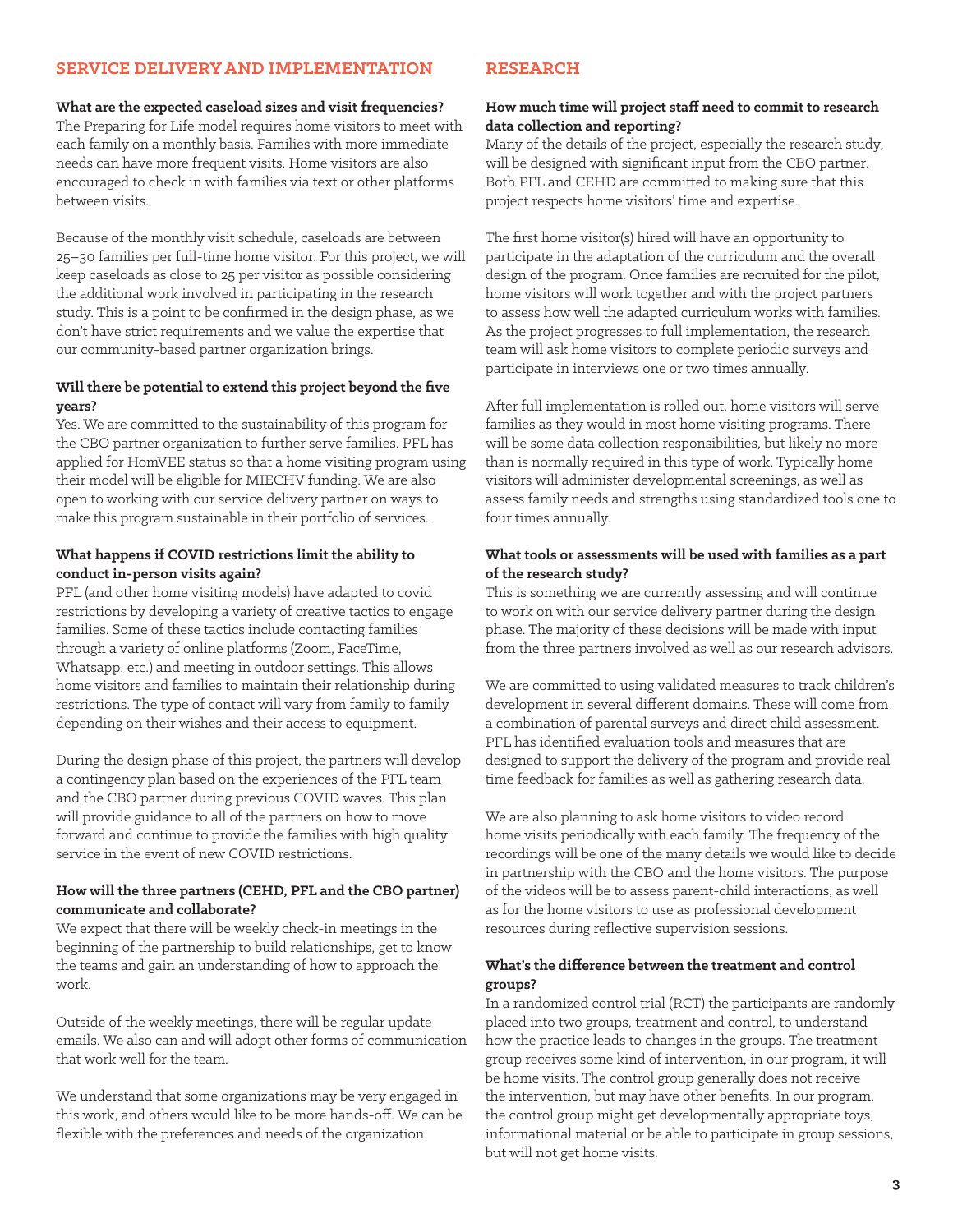## SERVICE DELIVERY AND IMPLEMENTATION

**What are the expected caseload sizes and visit frequencies?**

The Preparing for Life model requires home visitors to meet with each family on a monthly basis. Families with more immediate needs can have more frequent visits. Home visitors are also encouraged to check in with families via text or other platforms between visits.

Because of the monthly visit schedule, caseloads are between 25–30 families per full-time home visitor. For this project, we will keep caseloads as close to 25 per visitor as possible considering the additional work involved in participating in the research study. This is a point to be confirmed in the design phase, as we don't have strict requirements and we value the expertise that our community-based partner organization brings.

**Will there be potential to extend this project beyond the five years?**

Yes. We are committed to the sustainability of this program for the CBO partner organization to further serve families. PFL has applied for HomVEE status so that a home visiting program using their model will be eligible for MIECHV funding. We are also open to working with our service delivery partner on ways to make this program sustainable in their portfolio of services.

**What happens if COVID restrictions limit the ability to conduct in-person visits again?**

PFL (and other home visiting models) have adapted to covid restrictions by developing a variety of creative tactics to engage families. Some of these tactics include contacting families through a variety of online platforms (Zoom, FaceTime, Whatsapp, etc.) and meeting in outdoor settings. This allows home visitors and families to maintain their relationship during restrictions. The type of contact will vary from family to family depending on their wishes and their access to equipment.

During the design phase of this project, the partners will develop a contingency plan based on the experiences of the PFL team and the CBO partner during previous COVID waves. This plan will provide guidance to all of the partners on how to move forward and continue to provide the families with high quality service in the event of new COVID restrictions.

**How will the three partners (CEHD, PFL and the CBO partner) communicate and collaborate?**

We expect that there will be weekly check-in meetings in the beginning of the partnership to build relationships, get to know the teams and gain an understanding of how to approach the work.

Outside of the weekly meetings, there will be regular update emails. We also can and will adopt other forms of communication that work well for the team.

We understand that some organizations may be very engaged in this work, and others would like to be more hands-off. We can be flexible with the preferences and needs of the organization.

## RESEARCH

**How much time will project staff need to commit to research data collection and reporting?**

Many of the details of the project, especially the research study, will be designed with significant input from the CBO partner. Both PFL and CEHD are committed to making sure that this project respects home visitors' time and expertise.

The first home visitor(s) hired will have an opportunity to participate in the adaptation of the curriculum and the overall design of the program. Once families are recruited for the pilot, home visitors will work together and with the project partners to assess how well the adapted curriculum works with families. As the project progresses to full implementation, the research team will ask home visitors to complete periodic surveys and participate in interviews one or two times annually.

After full implementation is rolled out, home visitors will serve families as they would in most home visiting programs. There will be some data collection responsibilities, but likely no more than is normally required in this type of work. Typically home visitors will administer developmental screenings, as well as assess family needs and strengths using standardized tools one to four times annually.

**What tools or assessments will be used with families as a part of the research study?**

This is something we are currently assessing and will continue to work on with our service delivery partner during the design phase. The majority of these decisions will be made with input from the three partners involved as well as our research advisors.

We are committed to using validated measures to track children's development in several different domains. These will come from a combination of parental surveys and direct child assessment. PFL has identified evaluation tools and measures that are designed to support the delivery of the program and provide real time feedback for families as well as gathering research data.

We are also planning to ask home visitors to video record home visits periodically with each family. The frequency of the recordings will be one of the many details we would like to decide in partnership with the CBO and the home visitors. The purpose of the videos will be to assess parent-child interactions, as well as for the home visitors to use as professional development resources during reflective supervision sessions.

**What's the difference between the treatment and control groups?**

In a randomized control trial (RCT) the participants are randomly placed into two groups, treatment and control, to understand how the practice leads to changes in the groups. The treatment group receives some kind of intervention, in our program, it will be home visits. The control group generally does not receive the intervention, but may have other benefits. In our program, the control group might get developmentally appropriate toys, informational material or be able to participate in group sessions, but will not get home visits.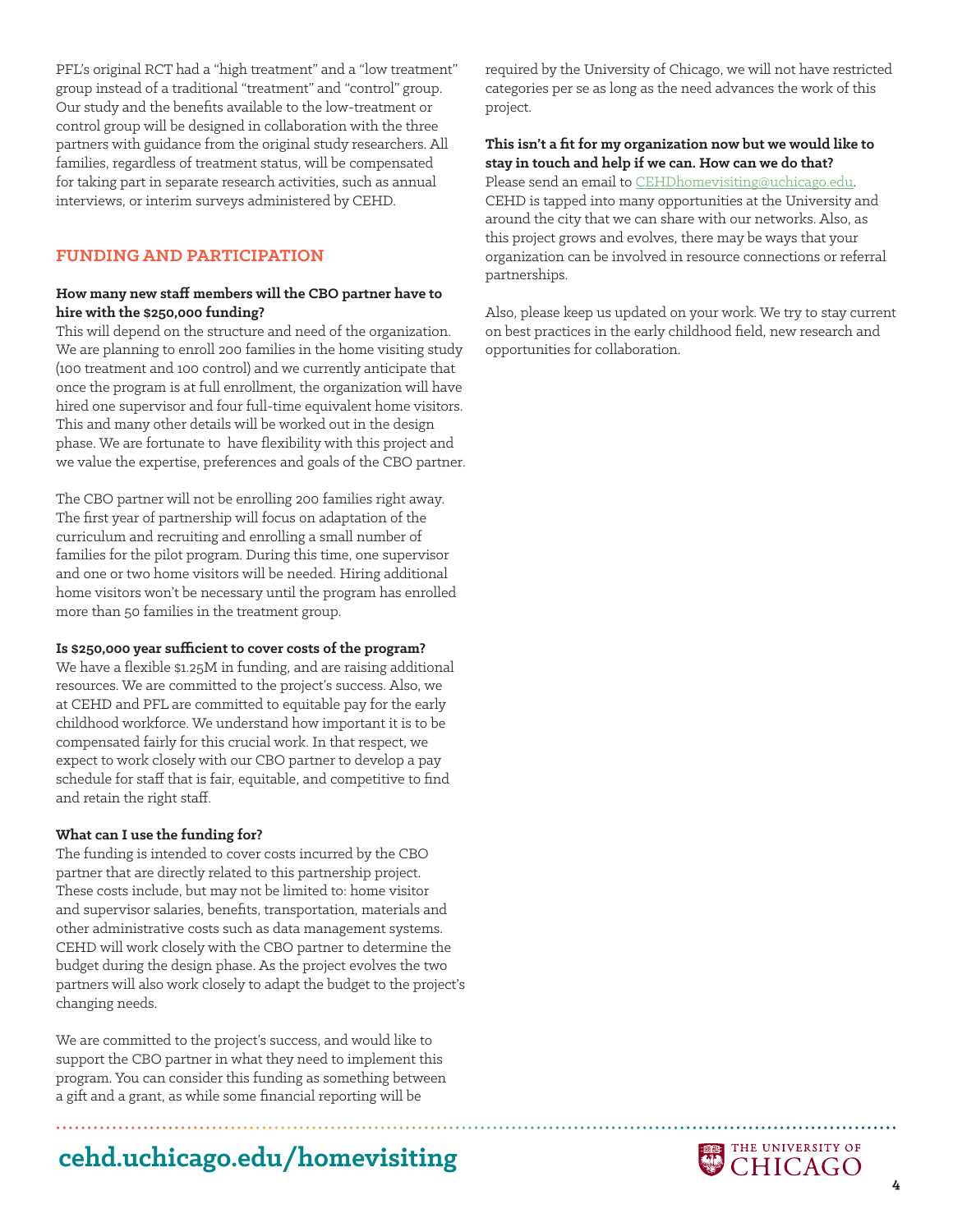PFL's original RCT had a "high treatment" and a "low treatment" group instead of a traditional "treatment" and "control" group. Our study and the benefits available to the low-treatment or control group will be designed in collaboration with the three partners with guidance from the original study researchers. All families, regardless of treatment status, will be compensated for taking part in separate research activities, such as annual interviews, or interim surveys administered by CEHD.

## FUNDING AND PARTICIPATION

**How many new staff members will the CBO partner have to hire with the $250,000 funding?**

This will depend on the structure and need of the organization. We are planning to enroll 200 families in the home visiting study (100 treatment and 100 control) and we currently anticipate that once the program is at full enrollment, the organization will have hired one supervisor and four full-time equivalent home visitors. This and many other details will be worked out in the design phase. We are fortunate to have flexibility with this project and we value the expertise, preferences and goals of the CBO partner.

The CBO partner will not be enrolling 200 families right away. The first year of partnership will focus on adaptation of the curriculum and recruiting and enrolling a small number of families for the pilot program. During this time, one supervisor and one or two home visitors will be needed. Hiring additional home visitors won't be necessary until the program has enrolled more than 50 families in the treatment group.

**Is $250,000 year sufficient to cover costs of the program?**

We have a flexible $1.25M in funding, and are raising additional resources. We are committed to the project's success. Also, we at CEHD and PFL are committed to equitable pay for the early childhood workforce. We understand how important it is to be compensated fairly for this crucial work. In that respect, we expect to work closely with our CBO partner to develop a pay schedule for staff that is fair, equitable, and competitive to find and retain the right staff.

**What can I use the funding for?**

The funding is intended to cover costs incurred by the CBO partner that are directly related to this partnership project. These costs include, but may not be limited to: home visitor and supervisor salaries, benefits, transportation, materials and other administrative costs such as data management systems. CEHD will work closely with the CBO partner to determine the budget during the design phase. As the project evolves the two partners will also work closely to adapt the budget to the project's changing needs.

We are committed to the project's success, and would like to support the CBO partner in what they need to implement this program. You can consider this funding as something between a gift and a grant, as while some financial reporting will be required by the University of Chicago, we will not have restricted categories per se as long as the need advances the work of this project.

**This isn't a fit for my organization now but we would like to stay in touch and help if we can. How can we do that?**

Please send an email to CEHDhomevisiting@uchicago.edu. CEHD is tapped into many opportunities at the University and around the city that we can share with our networks. Also, as this project grows and evolves, there may be ways that your organization can be involved in resource connections or referral partnerships.

Also, please keep us updated on your work. We try to stay current on best practices in the early childhood field, new research and opportunities for collaboration.

**cehd.uchicago.edu/homevisiting**

THE UNIVERSITY OF CHICAGO